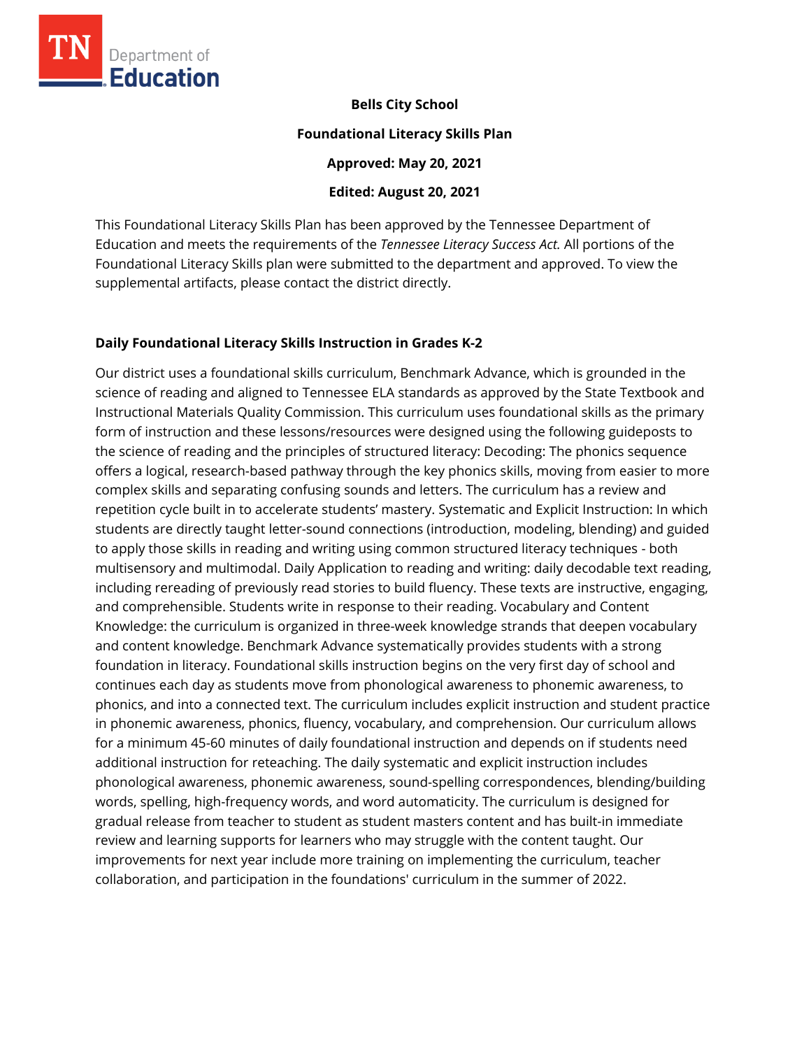**Bells City School**

**Foundational Literacy Skills Plan**

**Approved: May 20, 2021**

**Edited: August 20, 2021**

This Foundational Literacy Skills Plan has been approved by the Tennessee Department of Education and meets the requirements of the *Tennessee Literacy Success Act.* All portions of the Foundational Literacy Skills plan were submitted to the department and approved. To view the supplemental artifacts, please contact the district directly.

## Daily Foundational Literacy Skills Instruction in Grades K-2

Our district uses a foundational skills curriculum, Benchmark Advance, which is grounded in the science of reading and aligned to Tennessee ELA standards as approved by the State Textbook and Instructional Materials Quality Commission. This curriculum uses foundational skills as the primary form of instruction and these lessons/resources were designed using the following guideposts to the science of reading and the principles of structured literacy: Decoding: The phonics sequence offers a logical, research-based pathway through the key phonics skills, moving from easier to more complex skills and separating confusing sounds and letters. The curriculum has a review and repetition cycle built in to accelerate students' mastery. Systematic and Explicit Instruction: In which students are directly taught letter-sound connections (introduction, modeling, blending) and guided to apply those skills in reading and writing using common structured literacy techniques - both multisensory and multimodal. Daily Application to reading and writing: daily decodable text reading, including rereading of previously read stories to build fluency. These texts are instructive, engaging, and comprehensible. Students write in response to their reading. Vocabulary and Content Knowledge: the curriculum is organized in three-week knowledge strands that deepen vocabulary and content knowledge. Benchmark Advance systematically provides students with a strong foundation in literacy. Foundational skills instruction begins on the very first day of school and continues each day as students move from phonological awareness to phonemic awareness, to phonics, and into a connected text. The curriculum includes explicit instruction and student practice in phonemic awareness, phonics, fluency, vocabulary, and comprehension. Our curriculum allows for a minimum 45-60 minutes of daily foundational instruction and depends on if students need additional instruction for reteaching. The daily systematic and explicit instruction includes phonological awareness, phonemic awareness, sound-spelling correspondences, blending/building words, spelling, high-frequency words, and word automaticity. The curriculum is designed for gradual release from teacher to student as student masters content and has built-in immediate review and learning supports for learners who may struggle with the content taught. Our improvements for next year include more training on implementing the curriculum, teacher collaboration, and participation in the foundations' curriculum in the summer of 2022.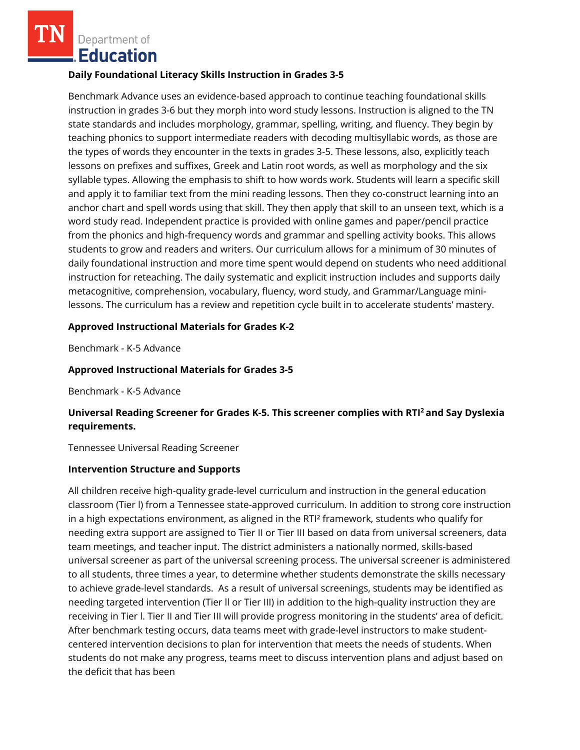**Daily Foundational Literacy Skills Instruction in Grades 3-5**

Benchmark Advance uses an evidence-based approach to continue teaching foundational skills instruction in grades 3-6 but they morph into word study lessons. Instruction is aligned to the TN state standards and includes morphology, grammar, spelling, writing, and fluency. They begin by teaching phonics to support intermediate readers with decoding multisyllabic words, as those are the types of words they encounter in the texts in grades 3-5. These lessons, also, explicitly teach lessons on prefixes and suffixes, Greek and Latin root words, as well as morphology and the six syllable types. Allowing the emphasis to shift to how words work. Students will learn a specific skill and apply it to familiar text from the mini reading lessons. Then they co-construct learning into an anchor chart and spell words using that skill. They then apply that skill to an unseen text, which is a word study read. Independent practice is provided with online games and paper/pencil practice from the phonics and high-frequency words and grammar and spelling activity books. This allows students to grow and readers and writers. Our curriculum allows for a minimum of 30 minutes of daily foundational instruction and more time spent would depend on students who need additional instruction for reteaching. The daily systematic and explicit instruction includes and supports daily metacognitive, comprehension, vocabulary, fluency, word study, and Grammar/Language mini-lessons. The curriculum has a review and repetition cycle built in to accelerate students' mastery.

**Approved Instructional Materials for Grades K-2**

Benchmark - K-5 Advance

**Approved Instructional Materials for Grades 3-5**

Benchmark - K-5 Advance

**Universal Reading Screener for Grades K-5. This screener complies with RTI² and Say Dyslexia requirements.**

Tennessee Universal Reading Screener

**Intervention Structure and Supports**

All children receive high-quality grade-level curriculum and instruction in the general education classroom (Tier l) from a Tennessee state-approved curriculum. In addition to strong core instruction in a high expectations environment, as aligned in the RTI² framework, students who qualify for needing extra support are assigned to Tier II or Tier III based on data from universal screeners, data team meetings, and teacher input. The district administers a nationally normed, skills-based universal screener as part of the universal screening process. The universal screener is administered to all students, three times a year, to determine whether students demonstrate the skills necessary to achieve grade-level standards. As a result of universal screenings, students may be identified as needing targeted intervention (Tier ll or Tier III) in addition to the high-quality instruction they are receiving in Tier l. Tier II and Tier III will provide progress monitoring in the students' area of deficit. After benchmark testing occurs, data teams meet with grade-level instructors to make student-centered intervention decisions to plan for intervention that meets the needs of students. When students do not make any progress, teams meet to discuss intervention plans and adjust based on the deficit that has been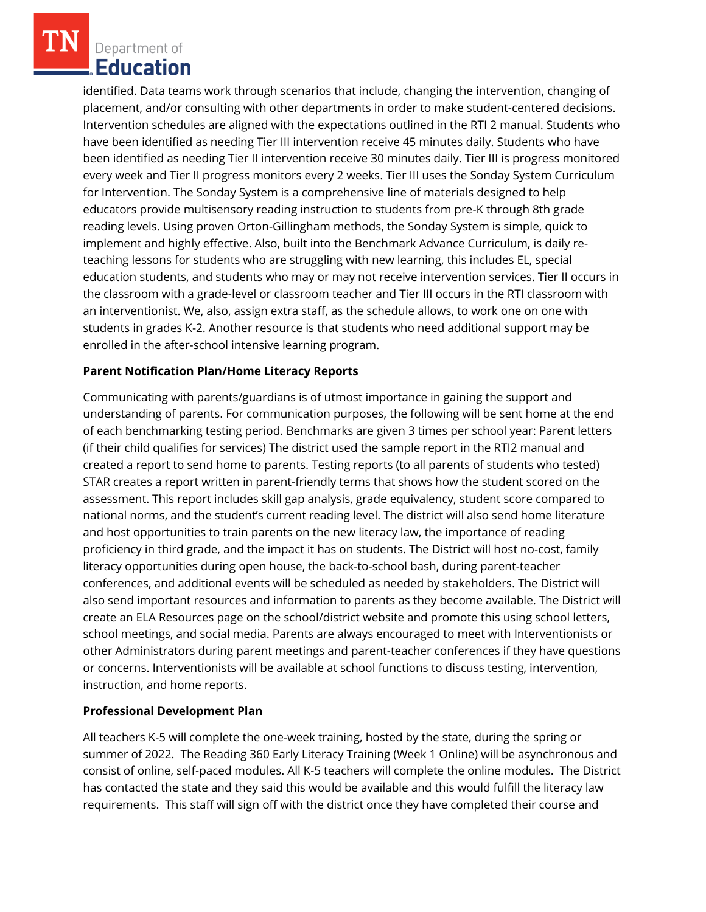identified. Data teams work through scenarios that include, changing the intervention, changing of placement, and/or consulting with other departments in order to make student-centered decisions. Intervention schedules are aligned with the expectations outlined in the RTI 2 manual. Students who have been identified as needing Tier III intervention receive 45 minutes daily. Students who have been identified as needing Tier II intervention receive 30 minutes daily. Tier III is progress monitored every week and Tier II progress monitors every 2 weeks. Tier III uses the Sonday System Curriculum for Intervention. The Sonday System is a comprehensive line of materials designed to help educators provide multisensory reading instruction to students from pre-K through 8th grade reading levels. Using proven Orton-Gillingham methods, the Sonday System is simple, quick to implement and highly effective. Also, built into the Benchmark Advance Curriculum, is daily re-teaching lessons for students who are struggling with new learning, this includes EL, special education students, and students who may or may not receive intervention services. Tier II occurs in the classroom with a grade-level or classroom teacher and Tier III occurs in the RTI classroom with an interventionist. We, also, assign extra staff, as the schedule allows, to work one on one with students in grades K-2. Another resource is that students who need additional support may be enrolled in the after-school intensive learning program.

**Parent Notification Plan/Home Literacy Reports**

Communicating with parents/guardians is of utmost importance in gaining the support and understanding of parents. For communication purposes, the following will be sent home at the end of each benchmarking testing period. Benchmarks are given 3 times per school year: Parent letters (if their child qualifies for services) The district used the sample report in the RTI2 manual and created a report to send home to parents. Testing reports (to all parents of students who tested) STAR creates a report written in parent-friendly terms that shows how the student scored on the assessment. This report includes skill gap analysis, grade equivalency, student score compared to national norms, and the student's current reading level. The district will also send home literature and host opportunities to train parents on the new literacy law, the importance of reading proficiency in third grade, and the impact it has on students. The District will host no-cost, family literacy opportunities during open house, the back-to-school bash, during parent-teacher conferences, and additional events will be scheduled as needed by stakeholders. The District will also send important resources and information to parents as they become available. The District will create an ELA Resources page on the school/district website and promote this using school letters, school meetings, and social media. Parents are always encouraged to meet with Interventionists or other Administrators during parent meetings and parent-teacher conferences if they have questions or concerns. Interventionists will be available at school functions to discuss testing, intervention, instruction, and home reports.

**Professional Development Plan**

All teachers K-5 will complete the one-week training, hosted by the state, during the spring or summer of 2022. The Reading 360 Early Literacy Training (Week 1 Online) will be asynchronous and consist of online, self-paced modules. All K-5 teachers will complete the online modules. The District has contacted the state and they said this would be available and this would fulfill the literacy law requirements. This staff will sign off with the district once they have completed their course and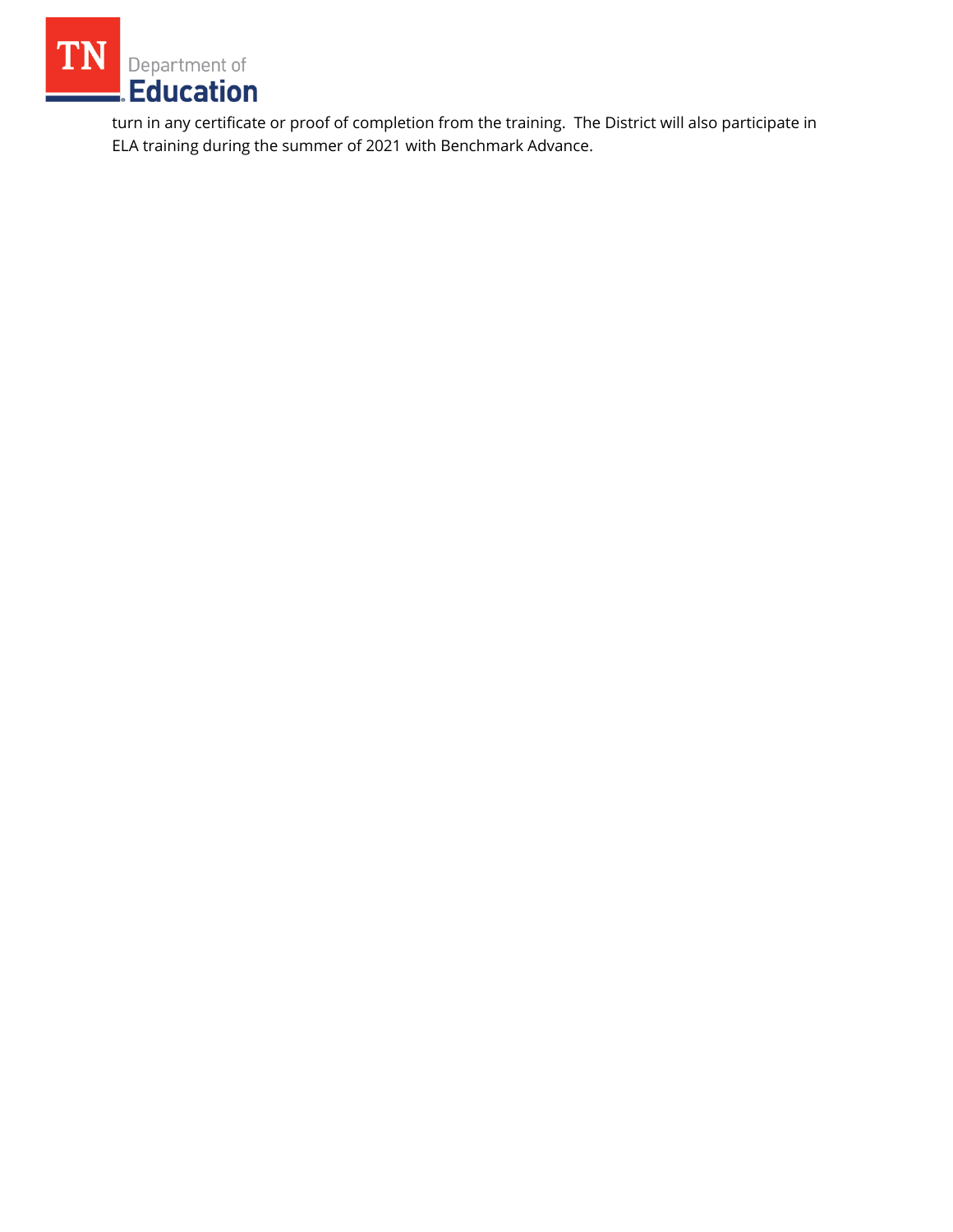turn in any certificate or proof of completion from the training. The District will also participate in ELA training during the summer of 2021 with Benchmark Advance.